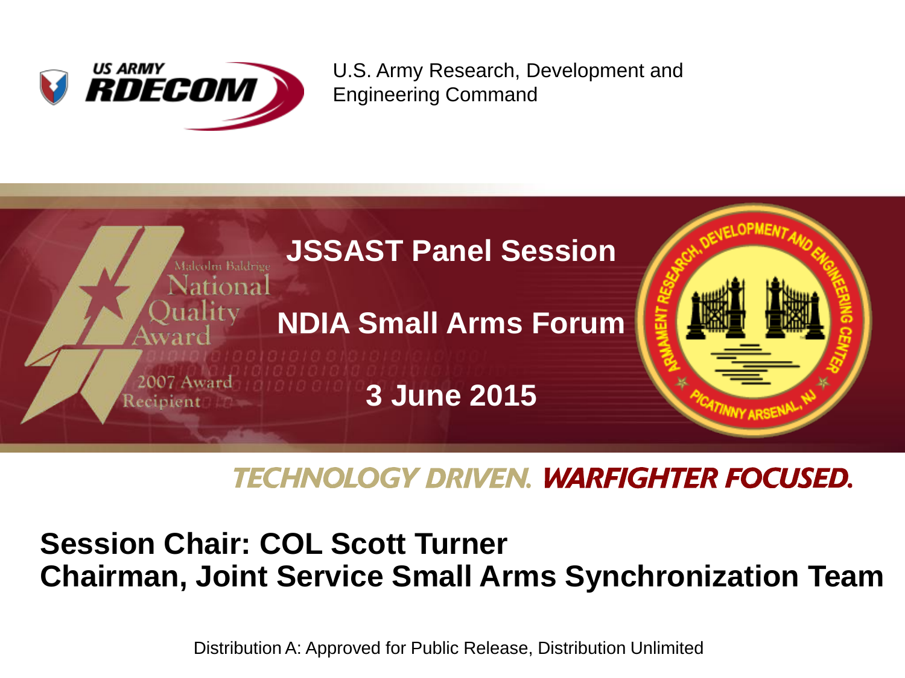US ARMY RDECOM

U.S. Army Research, Development and Engineering Command

Malcolm Baldrige National Quality Award 2007 Award Recipient

# JSSAST Panel Session

## NDIA Small Arms Forum

## 3 June 2015

ARMAMENT RESEARCH, DEVELOPMENT AND ENGINEERING CENTER PICATINNY ARSENAL, NJ

TECHNOLOGY DRIVEN. WARFIGHTER FOCUSED.

**Session Chair: COL Scott Turner**
**Chairman, Joint Service Small Arms Synchronization Team**

Distribution A: Approved for Public Release, Distribution Unlimited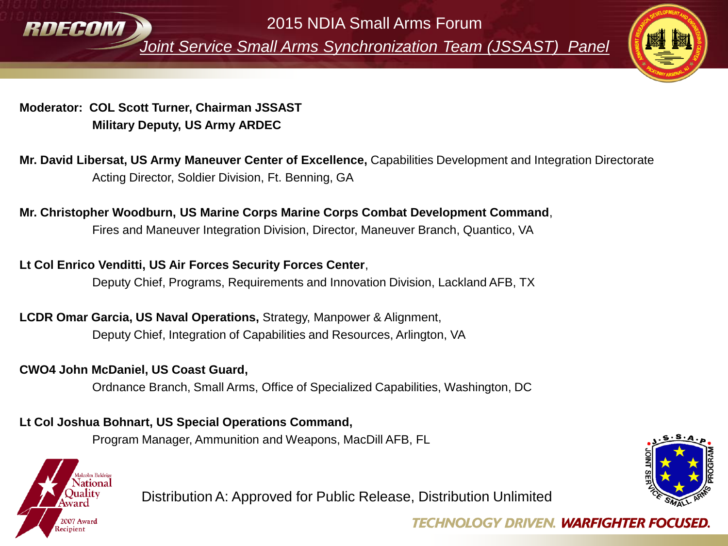# 2015 NDIA Small Arms Forum

## *Joint Service Small Arms Synchronization Team (JSSAST) Panel*

**Moderator: COL Scott Turner, Chairman JSSAST**
**Military Deputy, US Army ARDEC**

**Mr. David Libersat, US Army Maneuver Center of Excellence,** Capabilities Development and Integration Directorate
Acting Director, Soldier Division, Ft. Benning, GA

**Mr. Christopher Woodburn, US Marine Corps Marine Corps Combat Development Command**,
Fires and Maneuver Integration Division, Director, Maneuver Branch, Quantico, VA

**Lt Col Enrico Venditti, US Air Forces Security Forces Center**,
Deputy Chief, Programs, Requirements and Innovation Division, Lackland AFB, TX

**LCDR Omar Garcia, US Naval Operations,** Strategy, Manpower & Alignment,
Deputy Chief, Integration of Capabilities and Resources, Arlington, VA

**CWO4 John McDaniel, US Coast Guard,**
Ordnance Branch, Small Arms, Office of Specialized Capabilities, Washington, DC

**Lt Col Joshua Bohnart, US Special Operations Command,**
Program Manager, Ammunition and Weapons, MacDill AFB, FL

Distribution A: Approved for Public Release, Distribution Unlimited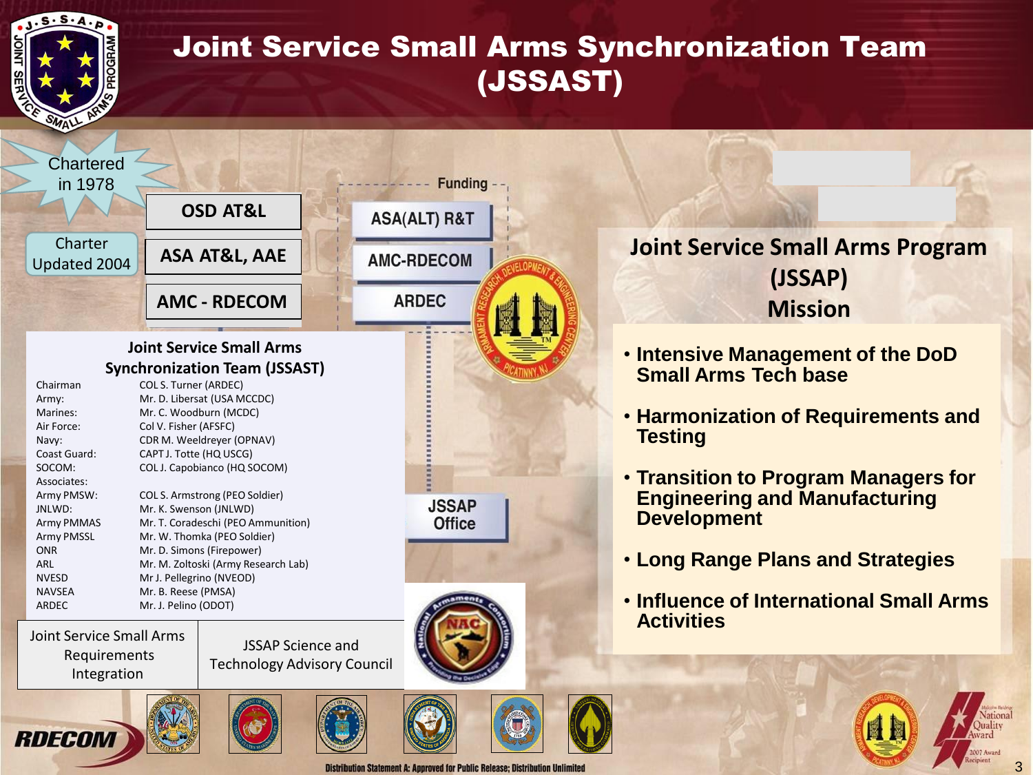# Joint Service Small Arms Synchronization Team (JSSAST)

Chartered in 1978

Charter Updated 2004

OSD AT&L

ASA AT&L, AAE

AMC - RDECOM

Funding

ASA(ALT) R&T

AMC-RDECOM

ARDEC

## Joint Service Small Arms Synchronization Team (JSSAST)

| | |
|---|---|
| Chairman | COL S. Turner (ARDEC) |
| Army: | Mr. D. Libersat (USA MCCDC) |
| Marines: | Mr. C. Woodburn (MCDC) |
| Air Force: | Col V. Fisher (AFSFC) |
| Navy: | CDR M. Weeldreyer (OPNAV) |
| Coast Guard: | CAPT J. Totte (HQ USCG) |
| SOCOM: | COL J. Capobianco (HQ SOCOM) |
| Associates: | |
| Army PMSW: | COL S. Armstrong (PEO Soldier) |
| JNLWD: | Mr. K. Swenson (JNLWD) |
| Army PMMAS | Mr. T. Coradeschi (PEO Ammunition) |
| Army PMSSL | Mr. W. Thomka (PEO Soldier) |
| ONR | Mr. D. Simons (Firepower) |
| ARL | Mr. M. Zoltoski (Army Research Lab) |
| NVESD | Mr J. Pellegrino (NVEOD) |
| NAVSEA | Mr. B. Reese (PMSA) |
| ARDEC | Mr. J. Pelino (ODOT) |

JSSAP Office

Joint Service Small Arms Requirements Integration

JSSAP Science and Technology Advisory Council

## Joint Service Small Arms Program (JSSAP) Mission

- **Intensive Management of the DoD Small Arms Tech base**
- **Harmonization of Requirements and Testing**
- **Transition to Program Managers for Engineering and Manufacturing Development**
- **Long Range Plans and Strategies**
- **Influence of International Small Arms Activities**

Distribution Statement A: Approved for Public Release; Distribution Unlimited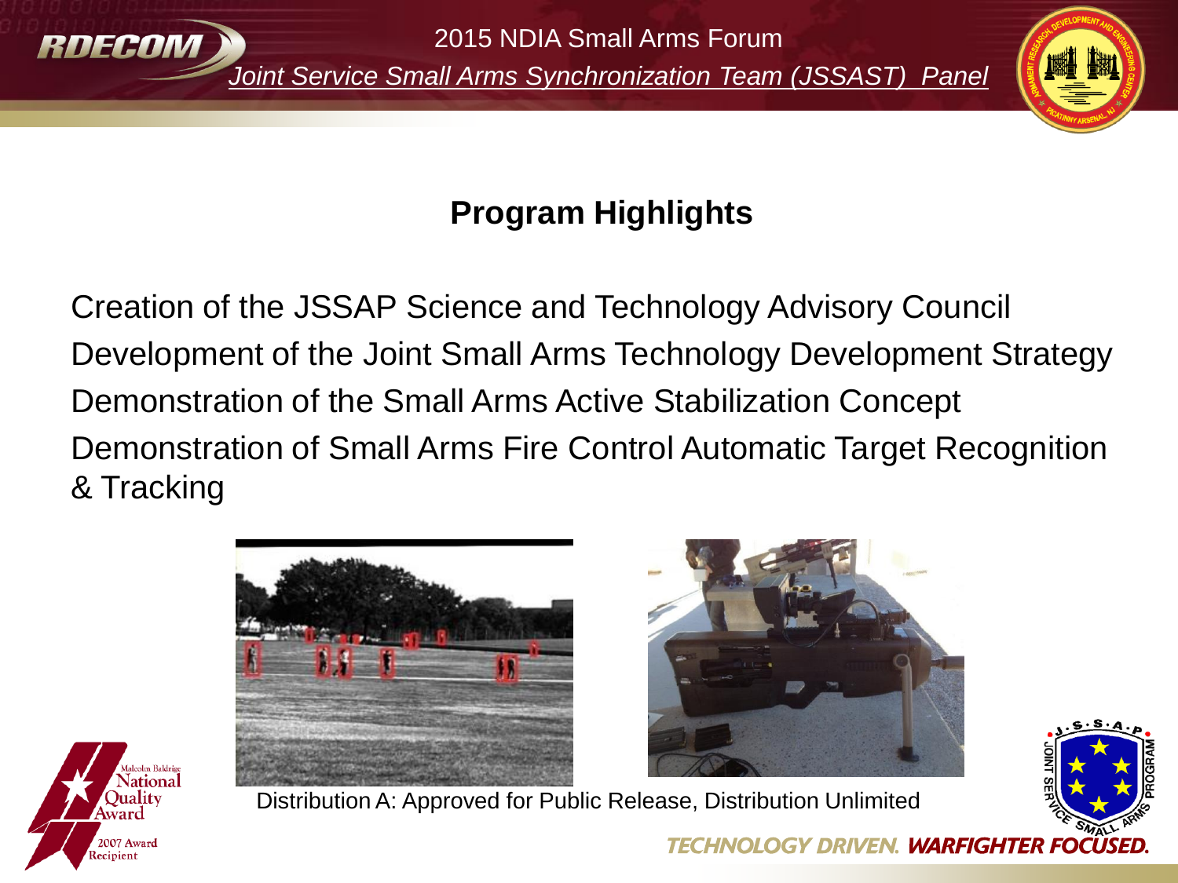## Program Highlights

Creation of the JSSAP Science and Technology Advisory Council

Development of the Joint Small Arms Technology Development Strategy

Demonstration of the Small Arms Active Stabilization Concept

Demonstration of Small Arms Fire Control Automatic Target Recognition & Tracking

Distribution A: Approved for Public Release, Distribution Unlimited